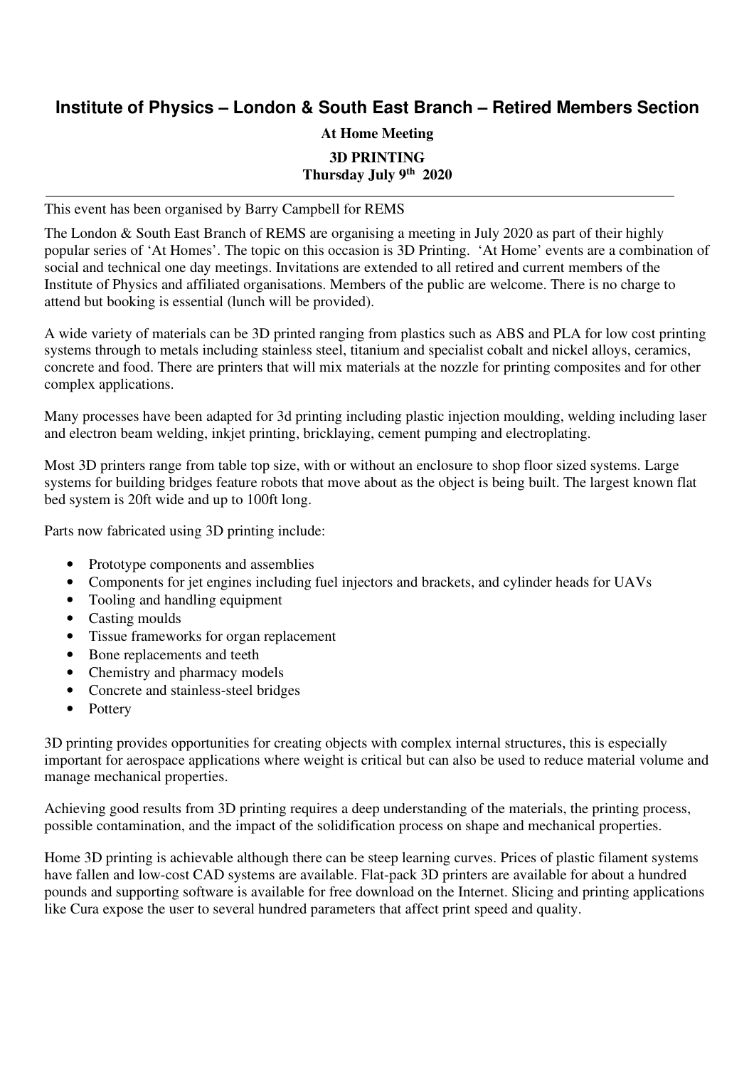# Institute of Physics – London & South East Branch – Retired Members Section

**At Home Meeting**

**3D PRINTING**
**Thursday July 9th 2020**

---

This event has been organised by Barry Campbell for REMS

The London & South East Branch of REMS are organising a meeting in July 2020 as part of their highly popular series of 'At Homes'. The topic on this occasion is 3D Printing. 'At Home' events are a combination of social and technical one day meetings. Invitations are extended to all retired and current members of the Institute of Physics and affiliated organisations. Members of the public are welcome. There is no charge to attend but booking is essential (lunch will be provided).

A wide variety of materials can be 3D printed ranging from plastics such as ABS and PLA for low cost printing systems through to metals including stainless steel, titanium and specialist cobalt and nickel alloys, ceramics, concrete and food. There are printers that will mix materials at the nozzle for printing composites and for other complex applications.

Many processes have been adapted for 3d printing including plastic injection moulding, welding including laser and electron beam welding, inkjet printing, bricklaying, cement pumping and electroplating.

Most 3D printers range from table top size, with or without an enclosure to shop floor sized systems. Large systems for building bridges feature robots that move about as the object is being built. The largest known flat bed system is 20ft wide and up to 100ft long.

Parts now fabricated using 3D printing include:

- Prototype components and assemblies
- Components for jet engines including fuel injectors and brackets, and cylinder heads for UAVs
- Tooling and handling equipment
- Casting moulds
- Tissue frameworks for organ replacement
- Bone replacements and teeth
- Chemistry and pharmacy models
- Concrete and stainless-steel bridges
- Pottery

3D printing provides opportunities for creating objects with complex internal structures, this is especially important for aerospace applications where weight is critical but can also be used to reduce material volume and manage mechanical properties.

Achieving good results from 3D printing requires a deep understanding of the materials, the printing process, possible contamination, and the impact of the solidification process on shape and mechanical properties.

Home 3D printing is achievable although there can be steep learning curves. Prices of plastic filament systems have fallen and low-cost CAD systems are available. Flat-pack 3D printers are available for about a hundred pounds and supporting software is available for free download on the Internet. Slicing and printing applications like Cura expose the user to several hundred parameters that affect print speed and quality.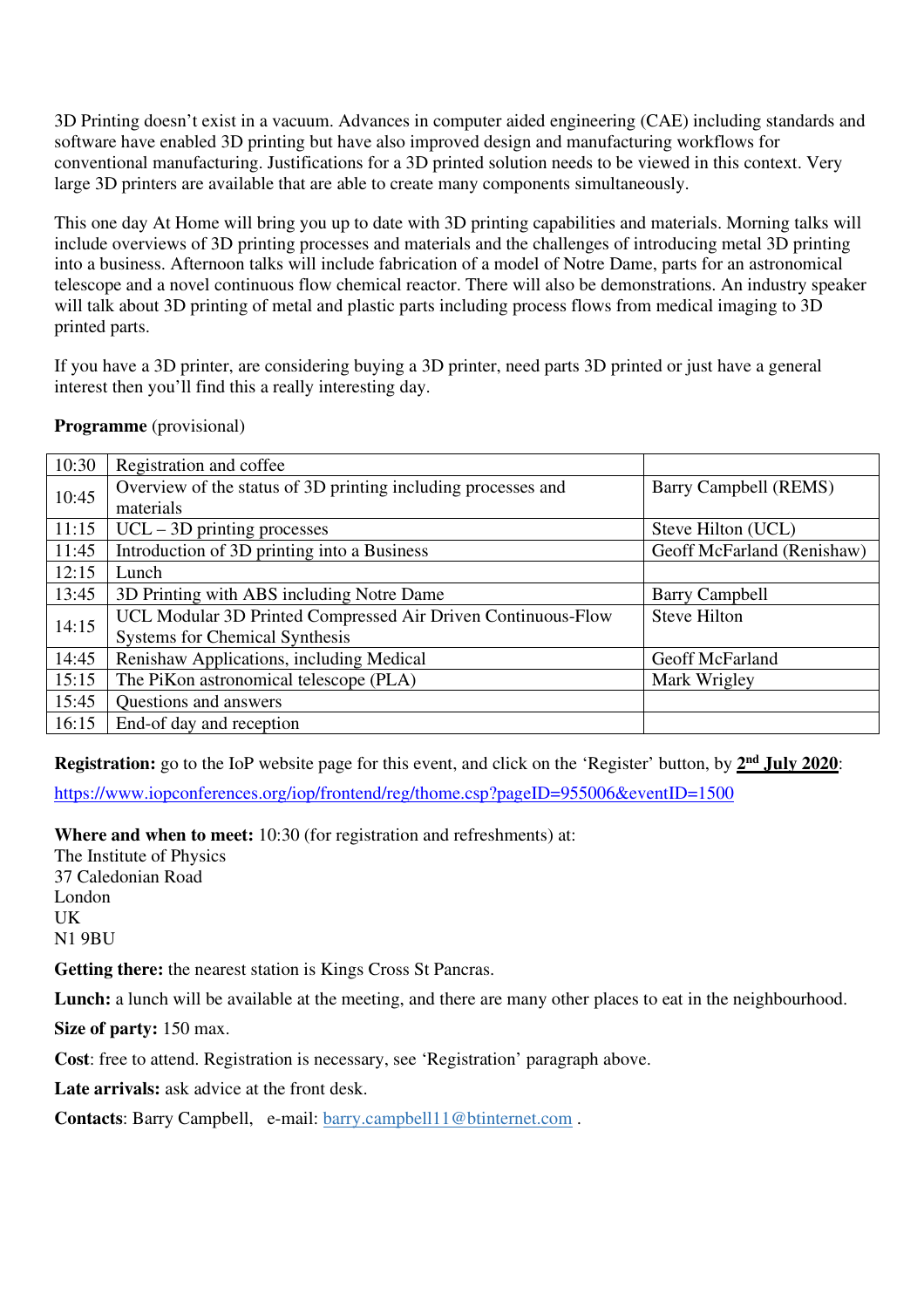3D Printing doesn't exist in a vacuum. Advances in computer aided engineering (CAE) including standards and software have enabled 3D printing but have also improved design and manufacturing workflows for conventional manufacturing. Justifications for a 3D printed solution needs to be viewed in this context. Very large 3D printers are available that are able to create many components simultaneously.

This one day At Home will bring you up to date with 3D printing capabilities and materials. Morning talks will include overviews of 3D printing processes and materials and the challenges of introducing metal 3D printing into a business. Afternoon talks will include fabrication of a model of Notre Dame, parts for an astronomical telescope and a novel continuous flow chemical reactor. There will also be demonstrations. An industry speaker will talk about 3D printing of metal and plastic parts including process flows from medical imaging to 3D printed parts.

If you have a 3D printer, are considering buying a 3D printer, need parts 3D printed or just have a general interest then you'll find this a really interesting day.

**Programme** (provisional)

| | | |
|---|---|---|
| 10:30 | Registration and coffee | |
| 10:45 | Overview of the status of 3D printing including processes and materials | Barry Campbell (REMS) |
| 11:15 | UCL – 3D printing processes | Steve Hilton (UCL) |
| 11:45 | Introduction of 3D printing into a Business | Geoff McFarland (Renishaw) |
| 12:15 | Lunch | |
| 13:45 | 3D Printing with ABS including Notre Dame | Barry Campbell |
| 14:15 | UCL Modular 3D Printed Compressed Air Driven Continuous-Flow Systems for Chemical Synthesis | Steve Hilton |
| 14:45 | Renishaw Applications, including Medical | Geoff McFarland |
| 15:15 | The PiKon astronomical telescope (PLA) | Mark Wrigley |
| 15:45 | Questions and answers | |
| 16:15 | End-of day and reception | |

**Registration:** go to the IoP website page for this event, and click on the 'Register' button, by **2nd July 2020**:
https://www.iopconferences.org/iop/frontend/reg/thome.csp?pageID=955006&eventID=1500

**Where and when to meet:** 10:30 (for registration and refreshments) at:
The Institute of Physics
37 Caledonian Road
London
UK
N1 9BU

**Getting there:** the nearest station is Kings Cross St Pancras.

**Lunch:** a lunch will be available at the meeting, and there are many other places to eat in the neighbourhood.

**Size of party:** 150 max.

**Cost**: free to attend. Registration is necessary, see 'Registration' paragraph above.

**Late arrivals:** ask advice at the front desk.

**Contacts**: Barry Campbell, e-mail: barry.campbell11@btinternet.com .